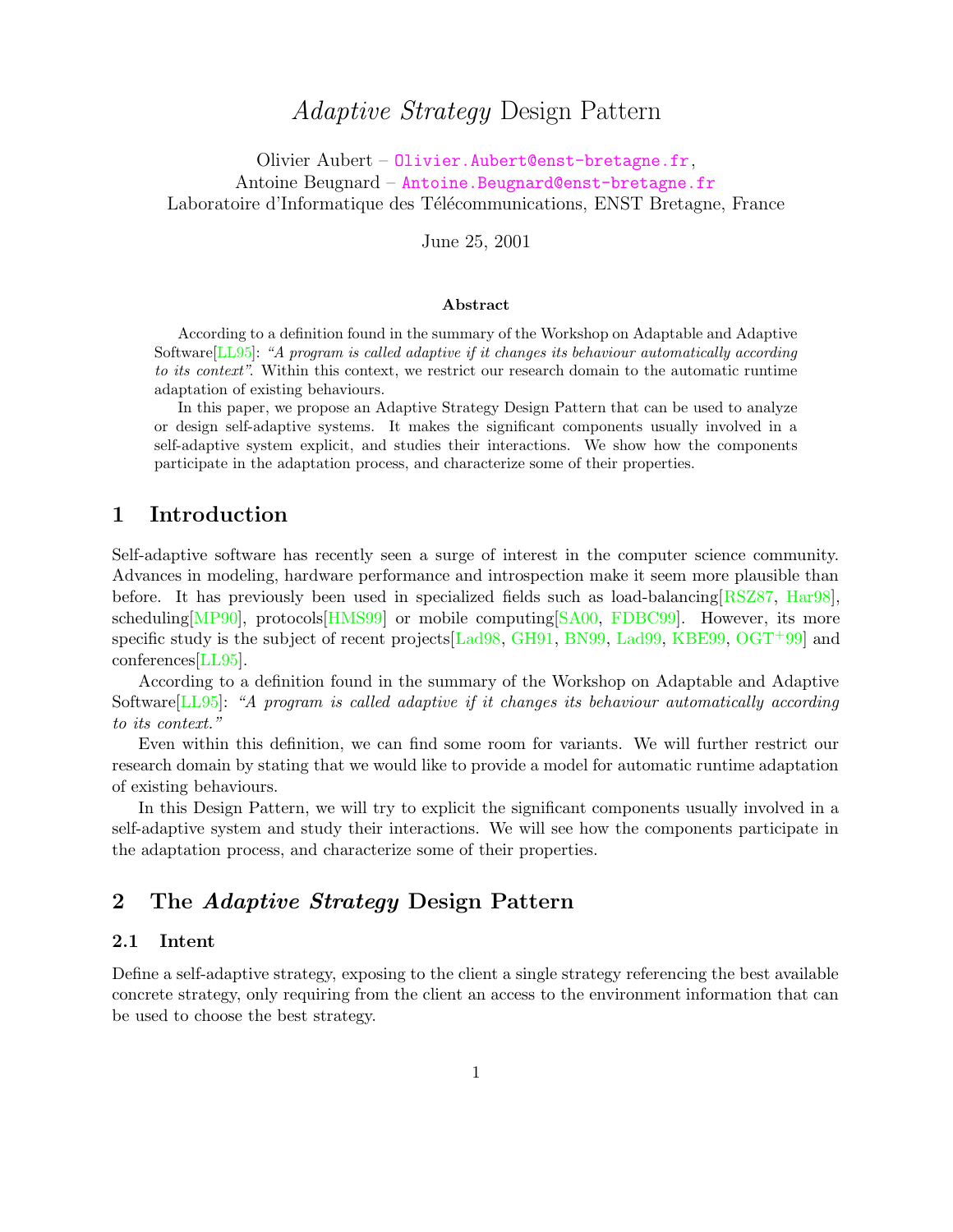# *Adaptive Strategy* Design Pattern

Olivier Aubert – Olivier.Aubert@enst-bretagne.fr,
Antoine Beugnard – Antoine.Beugnard@enst-bretagne.fr
Laboratoire d'Informatique des Télécommunications, ENST Bretagne, France

June 25, 2001

**Abstract**

According to a definition found in the summary of the Workshop on Adaptable and Adaptive Software[LL95]: *"A program is called adaptive if it changes its behaviour automatically according to its context"*. Within this context, we restrict our research domain to the automatic runtime adaptation of existing behaviours.

In this paper, we propose an Adaptive Strategy Design Pattern that can be used to analyze or design self-adaptive systems. It makes the significant components usually involved in a self-adaptive system explicit, and studies their interactions. We show how the components participate in the adaptation process, and characterize some of their properties.

## 1 Introduction

Self-adaptive software has recently seen a surge of interest in the computer science community. Advances in modeling, hardware performance and introspection make it seem more plausible than before. It has previously been used in specialized fields such as load-balancing[RSZ87, Har98], scheduling[MP90], protocols[HMS99] or mobile computing[SA00, FDBC99]. However, its more specific study is the subject of recent projects[Lad98, GH91, BN99, Lad99, KBE99, OGT+99] and conferences[LL95].

According to a definition found in the summary of the Workshop on Adaptable and Adaptive Software[LL95]: *"A program is called adaptive if it changes its behaviour automatically according to its context."*

Even within this definition, we can find some room for variants. We will further restrict our research domain by stating that we would like to provide a model for automatic runtime adaptation of existing behaviours.

In this Design Pattern, we will try to explicit the significant components usually involved in a self-adaptive system and study their interactions. We will see how the components participate in the adaptation process, and characterize some of their properties.

## 2 The *Adaptive Strategy* Design Pattern

### 2.1 Intent

Define a self-adaptive strategy, exposing to the client a single strategy referencing the best available concrete strategy, only requiring from the client an access to the environment information that can be used to choose the best strategy.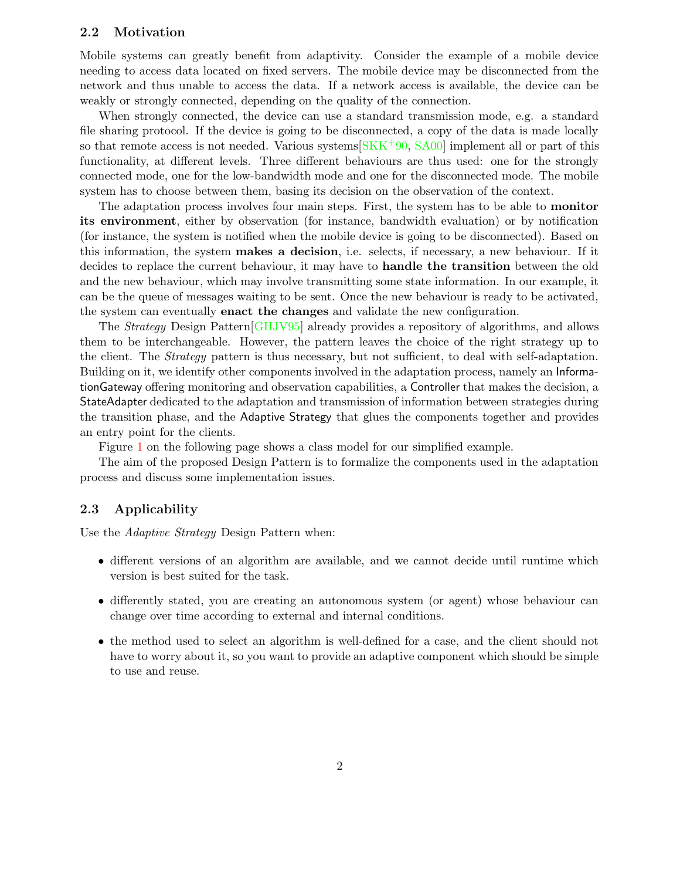### 2.2 Motivation

Mobile systems can greatly benefit from adaptivity. Consider the example of a mobile device needing to access data located on fixed servers. The mobile device may be disconnected from the network and thus unable to access the data. If a network access is available, the device can be weakly or strongly connected, depending on the quality of the connection.

When strongly connected, the device can use a standard transmission mode, e.g. a standard file sharing protocol. If the device is going to be disconnected, a copy of the data is made locally so that remote access is not needed. Various systems[SKK+90, SA00] implement all or part of this functionality, at different levels. Three different behaviours are thus used: one for the strongly connected mode, one for the low-bandwidth mode and one for the disconnected mode. The mobile system has to choose between them, basing its decision on the observation of the context.

The adaptation process involves four main steps. First, the system has to be able to **monitor its environment**, either by observation (for instance, bandwidth evaluation) or by notification (for instance, the system is notified when the mobile device is going to be disconnected). Based on this information, the system **makes a decision**, i.e. selects, if necessary, a new behaviour. If it decides to replace the current behaviour, it may have to **handle the transition** between the old and the new behaviour, which may involve transmitting some state information. In our example, it can be the queue of messages waiting to be sent. Once the new behaviour is ready to be activated, the system can eventually **enact the changes** and validate the new configuration.

The *Strategy* Design Pattern[GHJV95] already provides a repository of algorithms, and allows them to be interchangeable. However, the pattern leaves the choice of the right strategy up to the client. The *Strategy* pattern is thus necessary, but not sufficient, to deal with self-adaptation. Building on it, we identify other components involved in the adaptation process, namely an InformationGateway offering monitoring and observation capabilities, a Controller that makes the decision, a StateAdapter dedicated to the adaptation and transmission of information between strategies during the transition phase, and the Adaptive Strategy that glues the components together and provides an entry point for the clients.

Figure 1 on the following page shows a class model for our simplified example.

The aim of the proposed Design Pattern is to formalize the components used in the adaptation process and discuss some implementation issues.

### 2.3 Applicability

Use the *Adaptive Strategy* Design Pattern when:

- different versions of an algorithm are available, and we cannot decide until runtime which version is best suited for the task.
- differently stated, you are creating an autonomous system (or agent) whose behaviour can change over time according to external and internal conditions.
- the method used to select an algorithm is well-defined for a case, and the client should not have to worry about it, so you want to provide an adaptive component which should be simple to use and reuse.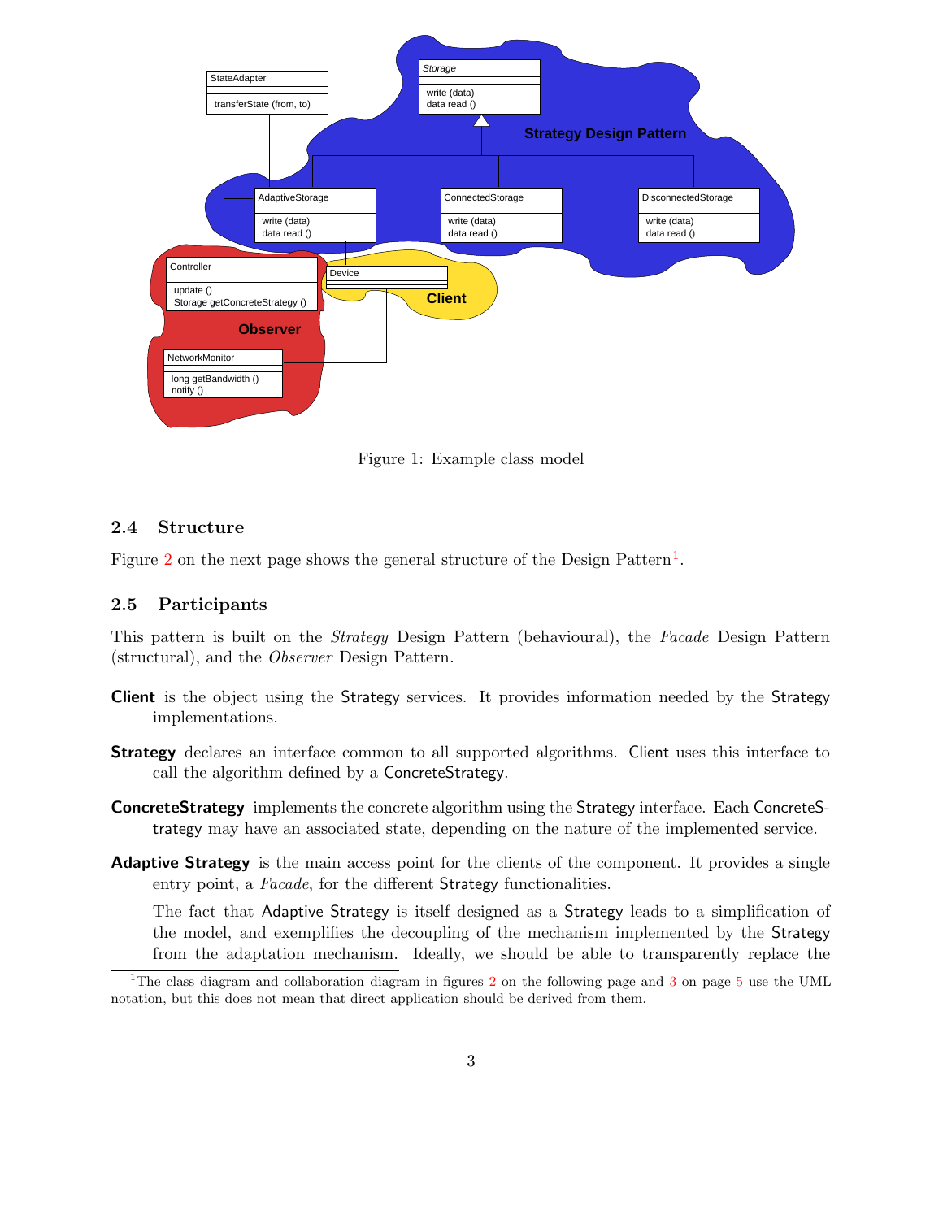Figure 1: Example class model

### 2.4 Structure

Figure 2 on the next page shows the general structure of the Design Pattern[1].

### 2.5 Participants

This pattern is built on the *Strategy* Design Pattern (behavioural), the *Facade* Design Pattern (structural), and the *Observer* Design Pattern.

**Client** is the object using the Strategy services. It provides information needed by the Strategy implementations.

**Strategy** declares an interface common to all supported algorithms. Client uses this interface to call the algorithm defined by a ConcreteStrategy.

**ConcreteStrategy** implements the concrete algorithm using the Strategy interface. Each ConcreteStrategy may have an associated state, depending on the nature of the implemented service.

**Adaptive Strategy** is the main access point for the clients of the component. It provides a single entry point, a *Facade*, for the different Strategy functionalities.

The fact that Adaptive Strategy is itself designed as a Strategy leads to a simplification of the model, and exemplifies the decoupling of the mechanism implemented by the Strategy from the adaptation mechanism. Ideally, we should be able to transparently replace the

[1] The class diagram and collaboration diagram in figures 2 on the following page and 3 on page 5 use the UML notation, but this does not mean that direct application should be derived from them.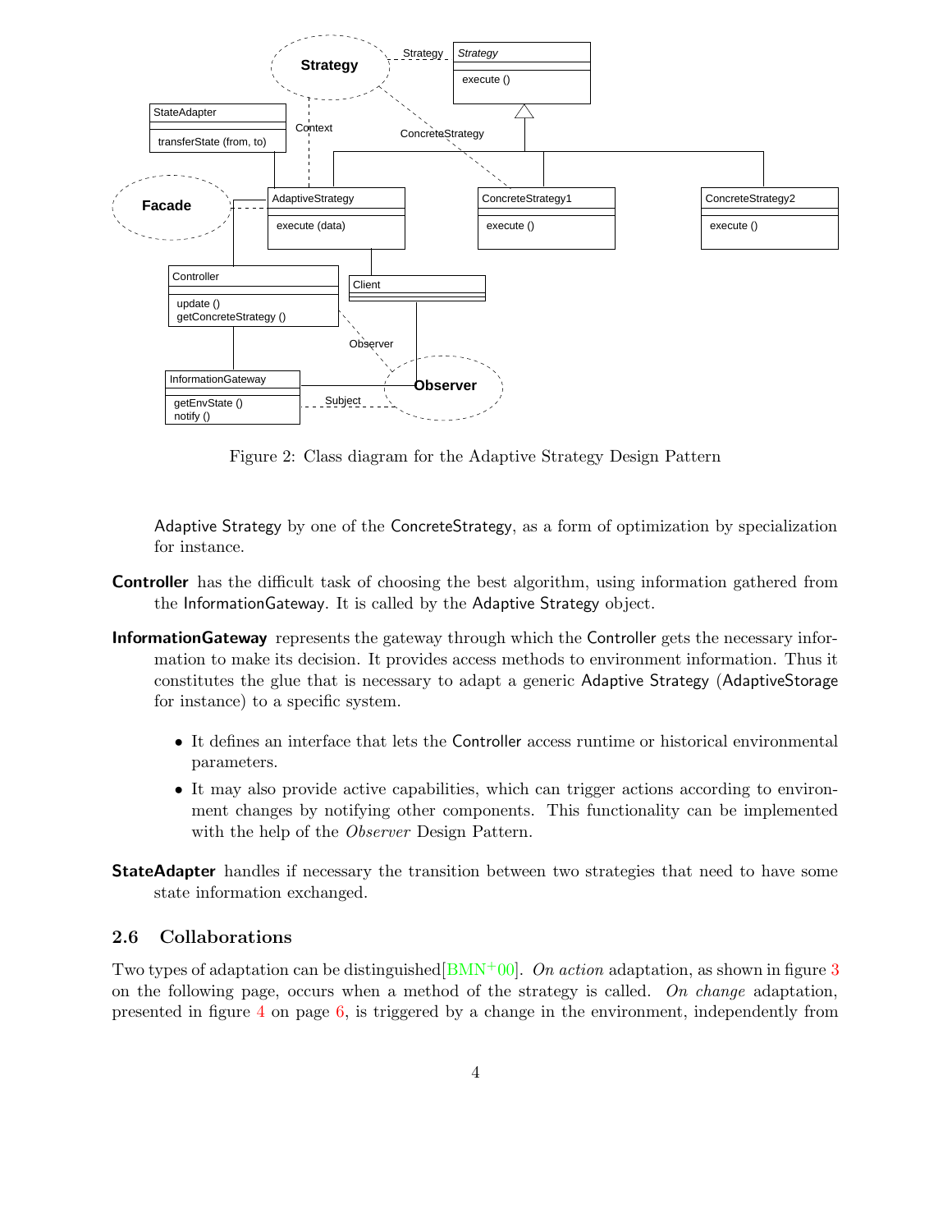Figure 2: Class diagram for the Adaptive Strategy Design Pattern

Adaptive Strategy by one of the ConcreteStrategy, as a form of optimization by specialization for instance.

**Controller** has the difficult task of choosing the best algorithm, using information gathered from the InformationGateway. It is called by the Adaptive Strategy object.

**InformationGateway** represents the gateway through which the Controller gets the necessary information to make its decision. It provides access methods to environment information. Thus it constitutes the glue that is necessary to adapt a generic Adaptive Strategy (AdaptiveStorage for instance) to a specific system.

- It defines an interface that lets the Controller access runtime or historical environmental parameters.
- It may also provide active capabilities, which can trigger actions according to environment changes by notifying other components. This functionality can be implemented with the help of the *Observer* Design Pattern.

**StateAdapter** handles if necessary the transition between two strategies that need to have some state information exchanged.

### 2.6 Collaborations

Two types of adaptation can be distinguished[BMN+00]. *On action* adaptation, as shown in figure 3 on the following page, occurs when a method of the strategy is called. *On change* adaptation, presented in figure 4 on page 6, is triggered by a change in the environment, independently from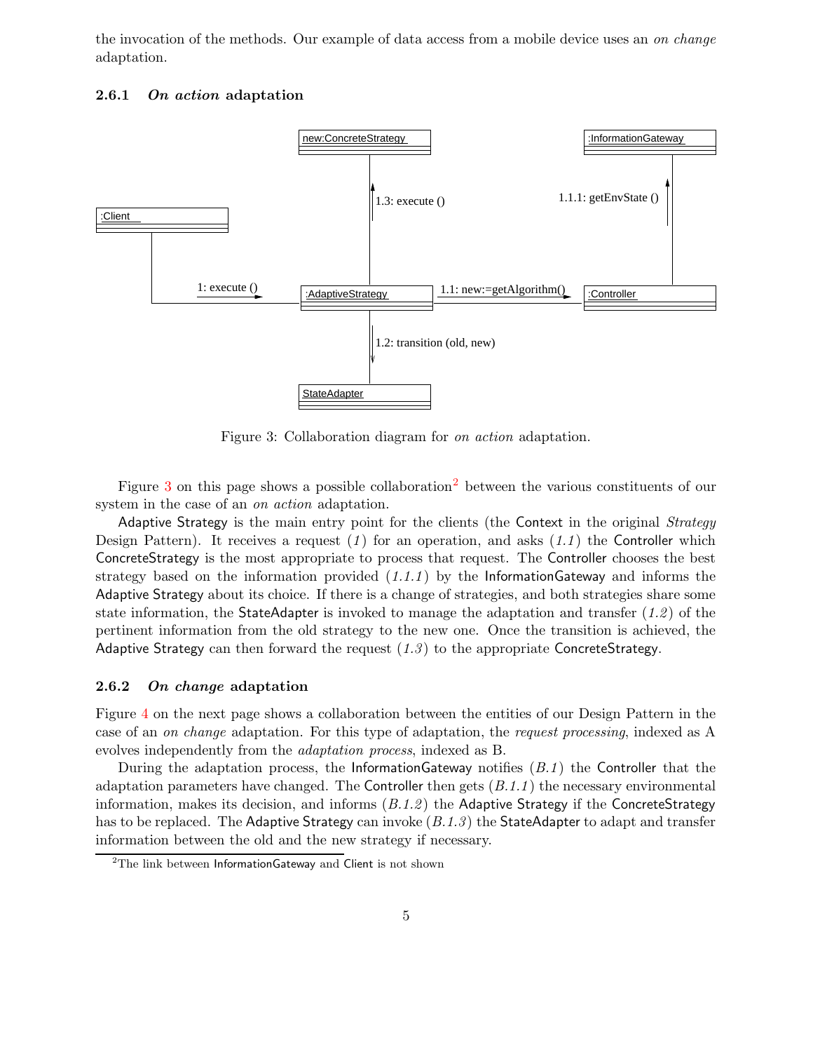the invocation of the methods. Our example of data access from a mobile device uses an *on change* adaptation.

### 2.6.1 *On action* adaptation

Figure 3: Collaboration diagram for *on action* adaptation.

Figure 3 on this page shows a possible collaboration[2] between the various constituents of our system in the case of an *on action* adaptation.

Adaptive Strategy is the main entry point for the clients (the Context in the original *Strategy* Design Pattern). It receives a request (*1*) for an operation, and asks (*1.1*) the Controller which ConcreteStrategy is the most appropriate to process that request. The Controller chooses the best strategy based on the information provided (*1.1.1*) by the InformationGateway and informs the Adaptive Strategy about its choice. If there is a change of strategies, and both strategies share some state information, the StateAdapter is invoked to manage the adaptation and transfer (*1.2*) of the pertinent information from the old strategy to the new one. Once the transition is achieved, the Adaptive Strategy can then forward the request (*1.3*) to the appropriate ConcreteStrategy.

### 2.6.2 *On change* adaptation

Figure 4 on the next page shows a collaboration between the entities of our Design Pattern in the case of an *on change* adaptation. For this type of adaptation, the *request processing*, indexed as A evolves independently from the *adaptation process*, indexed as B.

During the adaptation process, the InformationGateway notifies (*B.1*) the Controller that the adaptation parameters have changed. The Controller then gets (*B.1.1*) the necessary environmental information, makes its decision, and informs (*B.1.2*) the Adaptive Strategy if the ConcreteStrategy has to be replaced. The Adaptive Strategy can invoke (*B.1.3*) the StateAdapter to adapt and transfer information between the old and the new strategy if necessary.

[2] The link between InformationGateway and Client is not shown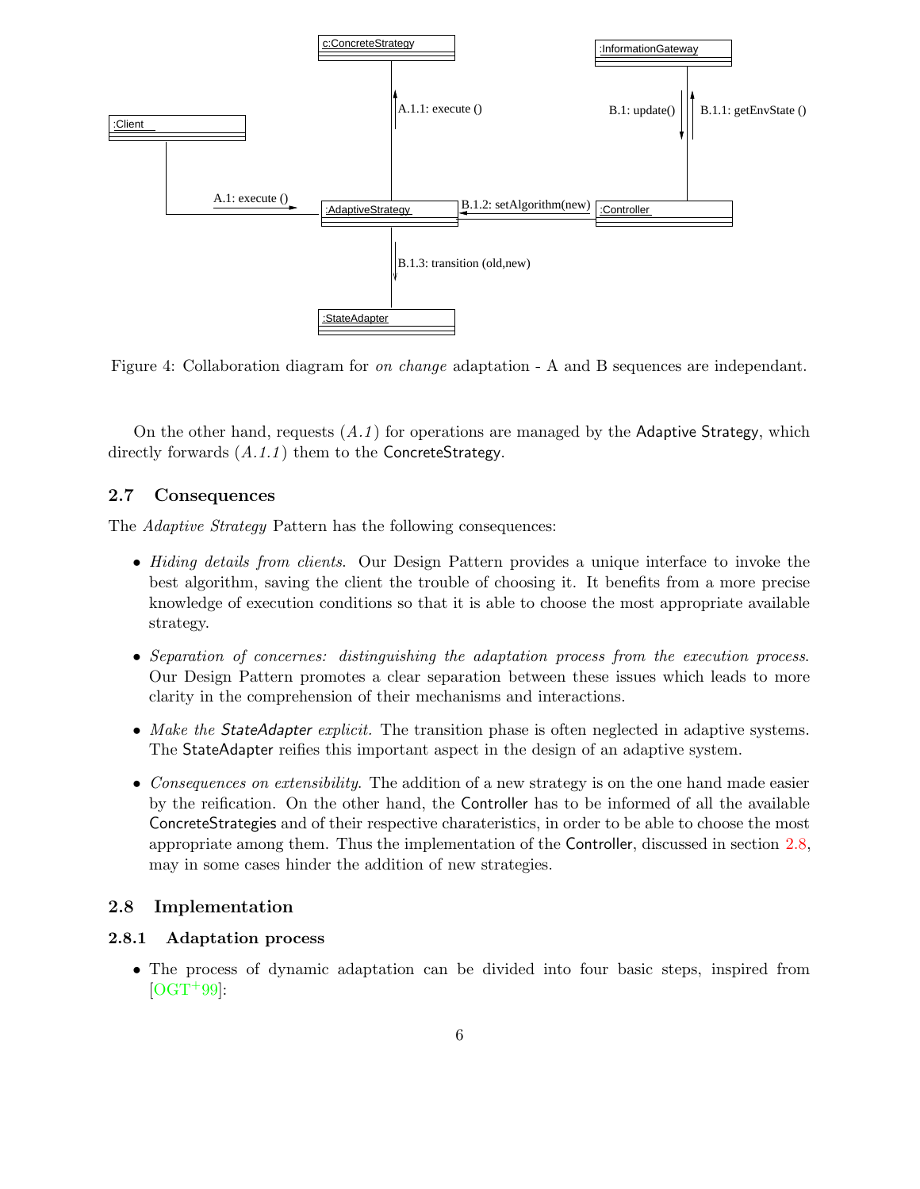Figure 4: Collaboration diagram for *on change* adaptation - A and B sequences are independant.

On the other hand, requests (*A.1*) for operations are managed by the Adaptive Strategy, which directly forwards (*A.1.1*) them to the ConcreteStrategy.

### 2.7 Consequences

The *Adaptive Strategy* Pattern has the following consequences:

- *Hiding details from clients.* Our Design Pattern provides a unique interface to invoke the best algorithm, saving the client the trouble of choosing it. It benefits from a more precise knowledge of execution conditions so that it is able to choose the most appropriate available strategy.
- *Separation of concernes: distinguishing the adaptation process from the execution process.* Our Design Pattern promotes a clear separation between these issues which leads to more clarity in the comprehension of their mechanisms and interactions.
- *Make the StateAdapter explicit.* The transition phase is often neglected in adaptive systems. The StateAdapter reifies this important aspect in the design of an adaptive system.
- *Consequences on extensibility.* The addition of a new strategy is on the one hand made easier by the reification. On the other hand, the Controller has to be informed of all the available ConcreteStrategies and of their respective charateristics, in order to be able to choose the most appropriate among them. Thus the implementation of the Controller, discussed in section 2.8, may in some cases hinder the addition of new strategies.

### 2.8 Implementation

#### 2.8.1 Adaptation process

- The process of dynamic adaptation can be divided into four basic steps, inspired from [OGT+99]: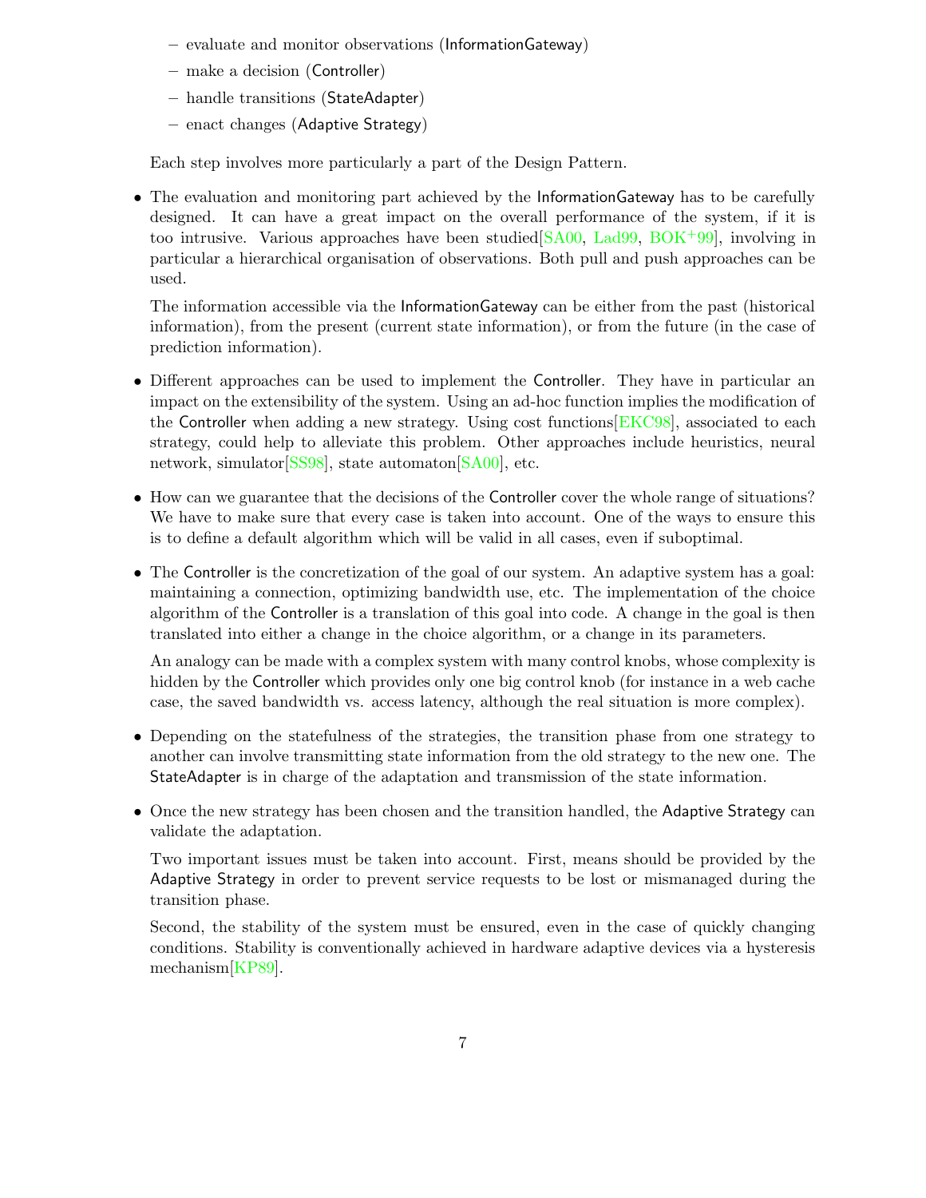- evaluate and monitor observations (InformationGateway)
  - make a decision (Controller)
  - handle transitions (StateAdapter)
  - enact changes (Adaptive Strategy)

  Each step involves more particularly a part of the Design Pattern.

- The evaluation and monitoring part achieved by the InformationGateway has to be carefully designed. It can have a great impact on the overall performance of the system, if it is too intrusive. Various approaches have been studied[SA00, Lad99, BOK+99], involving in particular a hierarchical organisation of observations. Both pull and push approaches can be used.

  The information accessible via the InformationGateway can be either from the past (historical information), from the present (current state information), or from the future (in the case of prediction information).

- Different approaches can be used to implement the Controller. They have in particular an impact on the extensibility of the system. Using an ad-hoc function implies the modification of the Controller when adding a new strategy. Using cost functions[EKC98], associated to each strategy, could help to alleviate this problem. Other approaches include heuristics, neural network, simulator[SS98], state automaton[SA00], etc.

- How can we guarantee that the decisions of the Controller cover the whole range of situations? We have to make sure that every case is taken into account. One of the ways to ensure this is to define a default algorithm which will be valid in all cases, even if suboptimal.

- The Controller is the concretization of the goal of our system. An adaptive system has a goal: maintaining a connection, optimizing bandwidth use, etc. The implementation of the choice algorithm of the Controller is a translation of this goal into code. A change in the goal is then translated into either a change in the choice algorithm, or a change in its parameters.

  An analogy can be made with a complex system with many control knobs, whose complexity is hidden by the Controller which provides only one big control knob (for instance in a web cache case, the saved bandwidth vs. access latency, although the real situation is more complex).

- Depending on the statefulness of the strategies, the transition phase from one strategy to another can involve transmitting state information from the old strategy to the new one. The StateAdapter is in charge of the adaptation and transmission of the state information.

- Once the new strategy has been chosen and the transition handled, the Adaptive Strategy can validate the adaptation.

  Two important issues must be taken into account. First, means should be provided by the Adaptive Strategy in order to prevent service requests to be lost or mismanaged during the transition phase.

  Second, the stability of the system must be ensured, even in the case of quickly changing conditions. Stability is conventionally achieved in hardware adaptive devices via a hysteresis mechanism[KP89].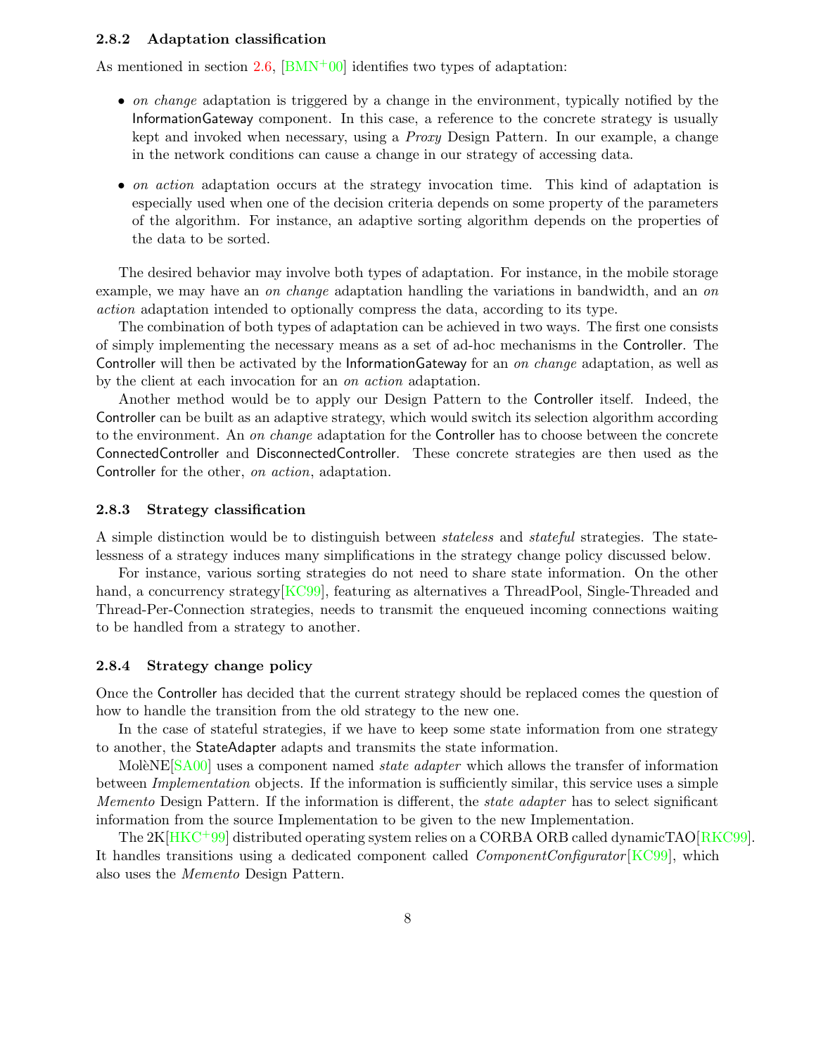### 2.8.2 Adaptation classification

As mentioned in section 2.6, [BMN+00] identifies two types of adaptation:

- *on change* adaptation is triggered by a change in the environment, typically notified by the InformationGateway component. In this case, a reference to the concrete strategy is usually kept and invoked when necessary, using a *Proxy* Design Pattern. In our example, a change in the network conditions can cause a change in our strategy of accessing data.
- *on action* adaptation occurs at the strategy invocation time. This kind of adaptation is especially used when one of the decision criteria depends on some property of the parameters of the algorithm. For instance, an adaptive sorting algorithm depends on the properties of the data to be sorted.

The desired behavior may involve both types of adaptation. For instance, in the mobile storage example, we may have an *on change* adaptation handling the variations in bandwidth, and an *on action* adaptation intended to optionally compress the data, according to its type.

The combination of both types of adaptation can be achieved in two ways. The first one consists of simply implementing the necessary means as a set of ad-hoc mechanisms in the Controller. The Controller will then be activated by the InformationGateway for an *on change* adaptation, as well as by the client at each invocation for an *on action* adaptation.

Another method would be to apply our Design Pattern to the Controller itself. Indeed, the Controller can be built as an adaptive strategy, which would switch its selection algorithm according to the environment. An *on change* adaptation for the Controller has to choose between the concrete ConnectedController and DisconnectedController. These concrete strategies are then used as the Controller for the other, *on action*, adaptation.

### 2.8.3 Strategy classification

A simple distinction would be to distinguish between *stateless* and *stateful* strategies. The statelessness of a strategy induces many simplifications in the strategy change policy discussed below.

For instance, various sorting strategies do not need to share state information. On the other hand, a concurrency strategy[KC99], featuring as alternatives a ThreadPool, Single-Threaded and Thread-Per-Connection strategies, needs to transmit the enqueued incoming connections waiting to be handled from a strategy to another.

### 2.8.4 Strategy change policy

Once the Controller has decided that the current strategy should be replaced comes the question of how to handle the transition from the old strategy to the new one.

In the case of stateful strategies, if we have to keep some state information from one strategy to another, the StateAdapter adapts and transmits the state information.

MolèNE[SA00] uses a component named *state adapter* which allows the transfer of information between *Implementation* objects. If the information is sufficiently similar, this service uses a simple *Memento* Design Pattern. If the information is different, the *state adapter* has to select significant information from the source Implementation to be given to the new Implementation.

The 2K[HKC+99] distributed operating system relies on a CORBA ORB called dynamicTAO[RKC99]. It handles transitions using a dedicated component called *ComponentConfigurator*[KC99], which also uses the *Memento* Design Pattern.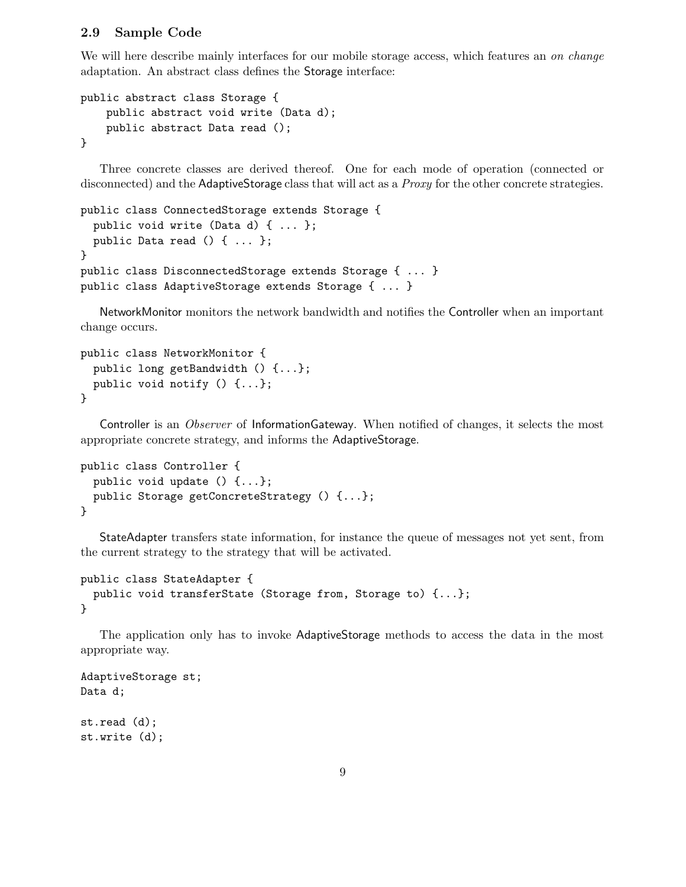### 2.9 Sample Code

We will here describe mainly interfaces for our mobile storage access, which features an *on change* adaptation. An abstract class defines the Storage interface:

```
public abstract class Storage {
    public abstract void write (Data d);
    public abstract Data read ();
}
```

Three concrete classes are derived thereof. One for each mode of operation (connected or disconnected) and the AdaptiveStorage class that will act as a *Proxy* for the other concrete strategies.

```
public class ConnectedStorage extends Storage {
  public void write (Data d) { ... };
  public Data read () { ... };
}
public class DisconnectedStorage extends Storage { ... }
public class AdaptiveStorage extends Storage { ... }
```

NetworkMonitor monitors the network bandwidth and notifies the Controller when an important change occurs.

```
public class NetworkMonitor {
  public long getBandwidth () {...};
  public void notify () {...};
}
```

Controller is an *Observer* of InformationGateway. When notified of changes, it selects the most appropriate concrete strategy, and informs the AdaptiveStorage.

```
public class Controller {
  public void update () {...};
  public Storage getConcreteStrategy () {...};
}
```

StateAdapter transfers state information, for instance the queue of messages not yet sent, from the current strategy to the strategy that will be activated.

```
public class StateAdapter {
  public void transferState (Storage from, Storage to) {...};
}
```

The application only has to invoke AdaptiveStorage methods to access the data in the most appropriate way.

```
AdaptiveStorage st;
Data d;

st.read (d);
st.write (d);
```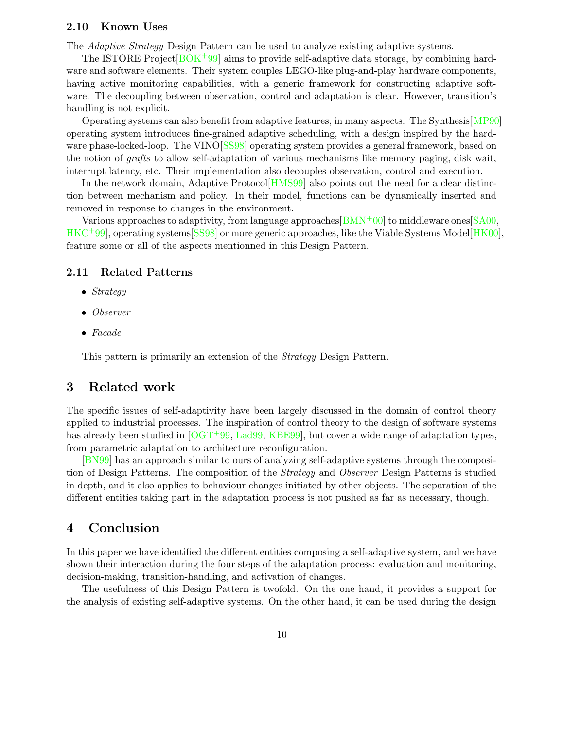### 2.10 Known Uses

The *Adaptive Strategy* Design Pattern can be used to analyze existing adaptive systems.

The ISTORE Project[BOK+99] aims to provide self-adaptive data storage, by combining hardware and software elements. Their system couples LEGO-like plug-and-play hardware components, having active monitoring capabilities, with a generic framework for constructing adaptive software. The decoupling between observation, control and adaptation is clear. However, transition's handling is not explicit.

Operating systems can also benefit from adaptive features, in many aspects. The Synthesis[MP90] operating system introduces fine-grained adaptive scheduling, with a design inspired by the hardware phase-locked-loop. The VINO[SS98] operating system provides a general framework, based on the notion of *grafts* to allow self-adaptation of various mechanisms like memory paging, disk wait, interrupt latency, etc. Their implementation also decouples observation, control and execution.

In the network domain, Adaptive Protocol[HMS99] also points out the need for a clear distinction between mechanism and policy. In their model, functions can be dynamically inserted and removed in response to changes in the environment.

Various approaches to adaptivity, from language approaches[BMN+00] to middleware ones[SA00, HKC+99], operating systems[SS98] or more generic approaches, like the Viable Systems Model[HK00], feature some or all of the aspects mentionned in this Design Pattern.

### 2.11 Related Patterns

- *Strategy*
- *Observer*
- *Facade*

This pattern is primarily an extension of the *Strategy* Design Pattern.

## 3 Related work

The specific issues of self-adaptivity have been largely discussed in the domain of control theory applied to industrial processes. The inspiration of control theory to the design of software systems has already been studied in [OGT+99, Lad99, KBE99], but cover a wide range of adaptation types, from parametric adaptation to architecture reconfiguration.

[BN99] has an approach similar to ours of analyzing self-adaptive systems through the composition of Design Patterns. The composition of the *Strategy* and *Observer* Design Patterns is studied in depth, and it also applies to behaviour changes initiated by other objects. The separation of the different entities taking part in the adaptation process is not pushed as far as necessary, though.

## 4 Conclusion

In this paper we have identified the different entities composing a self-adaptive system, and we have shown their interaction during the four steps of the adaptation process: evaluation and monitoring, decision-making, transition-handling, and activation of changes.

The usefulness of this Design Pattern is twofold. On the one hand, it provides a support for the analysis of existing self-adaptive systems. On the other hand, it can be used during the design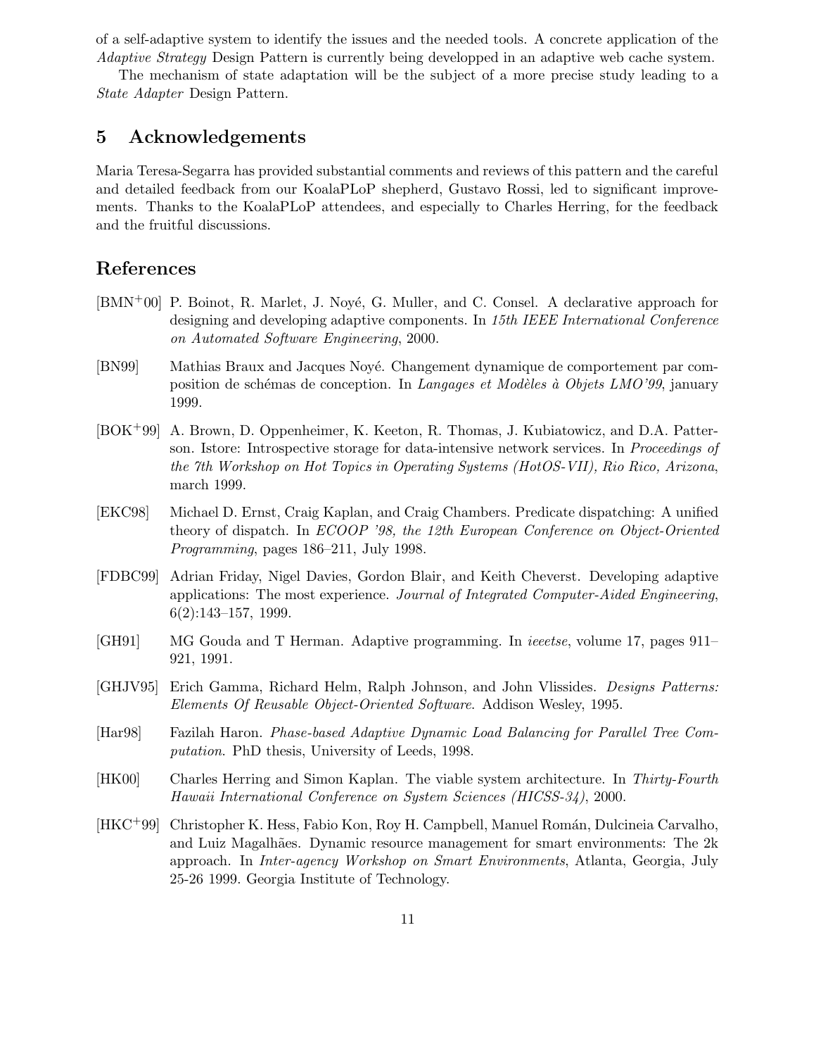of a self-adaptive system to identify the issues and the needed tools. A concrete application of the *Adaptive Strategy* Design Pattern is currently being developped in an adaptive web cache system.

The mechanism of state adaptation will be the subject of a more precise study leading to a *State Adapter* Design Pattern.

## 5 Acknowledgements

Maria Teresa-Segarra has provided substantial comments and reviews of this pattern and the careful and detailed feedback from our KoalaPLoP shepherd, Gustavo Rossi, led to significant improvements. Thanks to the KoalaPLoP attendees, and especially to Charles Herring, for the feedback and the fruitful discussions.

## References

[BMN+00] P. Boinot, R. Marlet, J. Noyé, G. Muller, and C. Consel. A declarative approach for designing and developing adaptive components. In *15th IEEE International Conference on Automated Software Engineering*, 2000.

[BN99] Mathias Braux and Jacques Noyé. Changement dynamique de comportement par composition de schémas de conception. In *Langages et Modèles à Objets LMO'99*, january 1999.

[BOK+99] A. Brown, D. Oppenheimer, K. Keeton, R. Thomas, J. Kubiatowicz, and D.A. Patterson. Istore: Introspective storage for data-intensive network services. In *Proceedings of the 7th Workshop on Hot Topics in Operating Systems (HotOS-VII), Rio Rico, Arizona*, march 1999.

[EKC98] Michael D. Ernst, Craig Kaplan, and Craig Chambers. Predicate dispatching: A unified theory of dispatch. In *ECOOP '98, the 12th European Conference on Object-Oriented Programming*, pages 186–211, July 1998.

[FDBC99] Adrian Friday, Nigel Davies, Gordon Blair, and Keith Cheverst. Developing adaptive applications: The most experience. *Journal of Integrated Computer-Aided Engineering*, 6(2):143–157, 1999.

[GH91] MG Gouda and T Herman. Adaptive programming. In *ieeetse*, volume 17, pages 911–921, 1991.

[GHJV95] Erich Gamma, Richard Helm, Ralph Johnson, and John Vlissides. *Designs Patterns: Elements Of Reusable Object-Oriented Software*. Addison Wesley, 1995.

[Har98] Fazilah Haron. *Phase-based Adaptive Dynamic Load Balancing for Parallel Tree Computation*. PhD thesis, University of Leeds, 1998.

[HK00] Charles Herring and Simon Kaplan. The viable system architecture. In *Thirty-Fourth Hawaii International Conference on System Sciences (HICSS-34)*, 2000.

[HKC+99] Christopher K. Hess, Fabio Kon, Roy H. Campbell, Manuel Román, Dulcineia Carvalho, and Luiz Magalhães. Dynamic resource management for smart environments: The 2k approach. In *Inter-agency Workshop on Smart Environments*, Atlanta, Georgia, July 25-26 1999. Georgia Institute of Technology.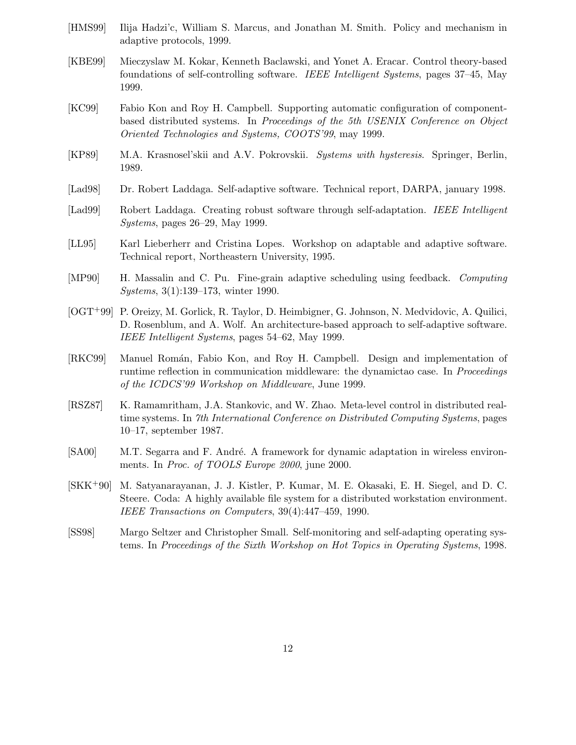[HMS99] Ilija Hadzi'c, William S. Marcus, and Jonathan M. Smith. Policy and mechanism in adaptive protocols, 1999.

[KBE99] Mieczyslaw M. Kokar, Kenneth Baclawski, and Yonet A. Eracar. Control theory-based foundations of self-controlling software. *IEEE Intelligent Systems*, pages 37–45, May 1999.

[KC99] Fabio Kon and Roy H. Campbell. Supporting automatic configuration of component-based distributed systems. In *Proceedings of the 5th USENIX Conference on Object Oriented Technologies and Systems, COOTS'99*, may 1999.

[KP89] M.A. Krasnosel'skii and A.V. Pokrovskii. *Systems with hysteresis*. Springer, Berlin, 1989.

[Lad98] Dr. Robert Laddaga. Self-adaptive software. Technical report, DARPA, january 1998.

[Lad99] Robert Laddaga. Creating robust software through self-adaptation. *IEEE Intelligent Systems*, pages 26–29, May 1999.

[LL95] Karl Lieberherr and Cristina Lopes. Workshop on adaptable and adaptive software. Technical report, Northeastern University, 1995.

[MP90] H. Massalin and C. Pu. Fine-grain adaptive scheduling using feedback. *Computing Systems*, 3(1):139–173, winter 1990.

[OGT+99] P. Oreizy, M. Gorlick, R. Taylor, D. Heimbigner, G. Johnson, N. Medvidovic, A. Quilici, D. Rosenblum, and A. Wolf. An architecture-based approach to self-adaptive software. *IEEE Intelligent Systems*, pages 54–62, May 1999.

[RKC99] Manuel Román, Fabio Kon, and Roy H. Campbell. Design and implementation of runtime reflection in communication middleware: the dynamictao case. In *Proceedings of the ICDCS'99 Workshop on Middleware*, June 1999.

[RSZ87] K. Ramamritham, J.A. Stankovic, and W. Zhao. Meta-level control in distributed real-time systems. In *7th International Conference on Distributed Computing Systems*, pages 10–17, september 1987.

[SA00] M.T. Segarra and F. André. A framework for dynamic adaptation in wireless environments. In *Proc. of TOOLS Europe 2000*, june 2000.

[SKK+90] M. Satyanarayanan, J. J. Kistler, P. Kumar, M. E. Okasaki, E. H. Siegel, and D. C. Steere. Coda: A highly available file system for a distributed workstation environment. *IEEE Transactions on Computers*, 39(4):447–459, 1990.

[SS98] Margo Seltzer and Christopher Small. Self-monitoring and self-adapting operating systems. In *Proceedings of the Sixth Workshop on Hot Topics in Operating Systems*, 1998.